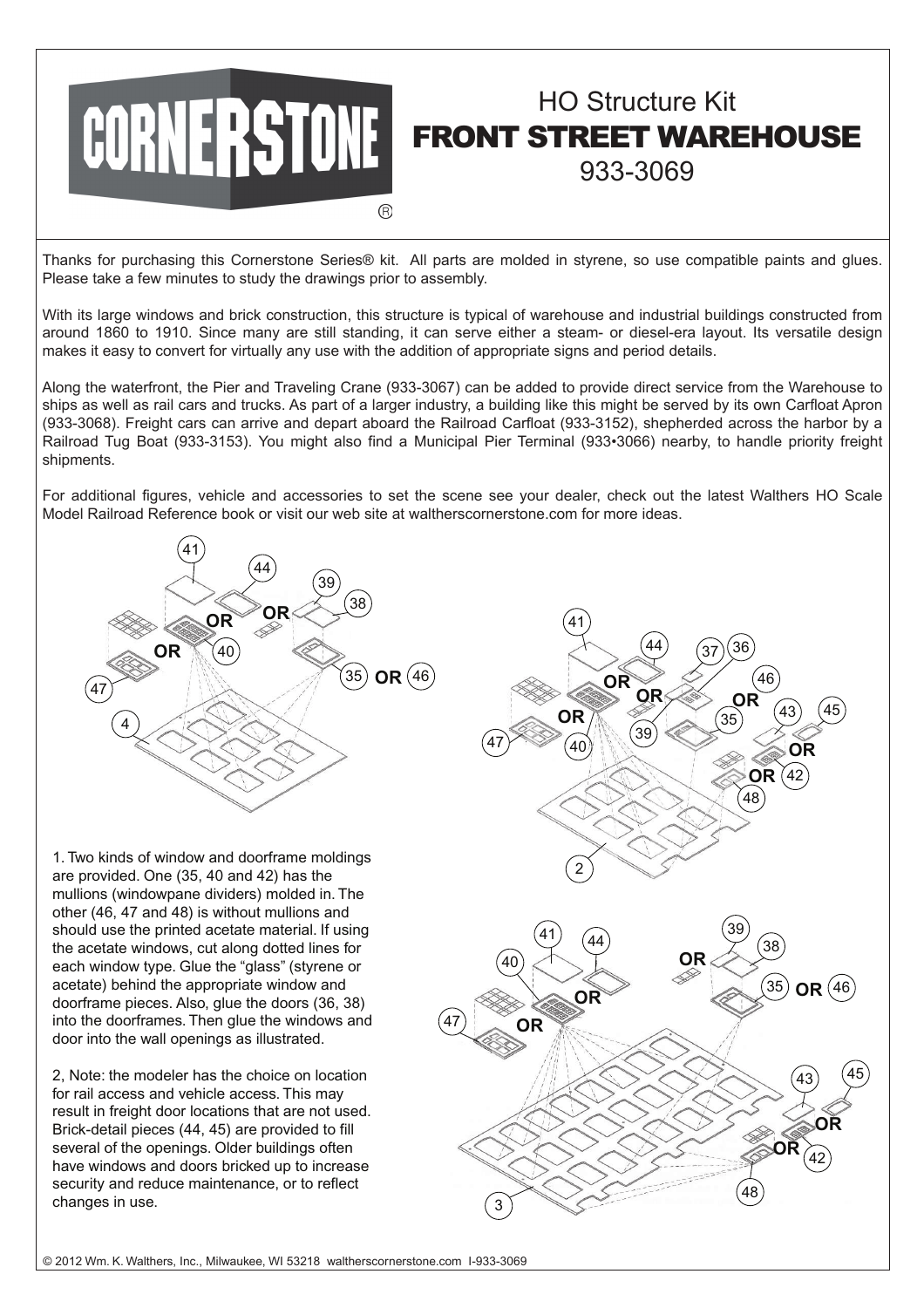# HO Structure Kit

# FRONT STREET WAREHOUSE

933-3069

Thanks for purchasing this Cornerstone Series® kit. All parts are molded in styrene, so use compatible paints and glues. Please take a few minutes to study the drawings prior to assembly.

With its large windows and brick construction, this structure is typical of warehouse and industrial buildings constructed from around 1860 to 1910. Since many are still standing, it can serve either a steam- or diesel-era layout. Its versatile design makes it easy to convert for virtually any use with the addition of appropriate signs and period details.

Along the waterfront, the Pier and Traveling Crane (933-3067) can be added to provide direct service from the Warehouse to ships as well as rail cars and trucks. As part of a larger industry, a building like this might be served by its own Carfloat Apron (933-3068). Freight cars can arrive and depart aboard the Railroad Carfloat (933-3152), shepherded across the harbor by a Railroad Tug Boat (933-3153). You might also find a Municipal Pier Terminal (933•3066) nearby, to handle priority freight shipments.

For additional figures, vehicle and accessories to set the scene see your dealer, check out the latest Walthers HO Scale Model Railroad Reference book or visit our web site at waltherscornerstone.com for more ideas.

1. Two kinds of window and doorframe moldings are provided. One (35, 40 and 42) has the mullions (windowpane dividers) molded in. The other (46, 47 and 48) is without mullions and should use the printed acetate material. If using the acetate windows, cut along dotted lines for each window type. Glue the "glass" (styrene or acetate) behind the appropriate window and doorframe pieces. Also, glue the doors (36, 38) into the doorframes. Then glue the windows and door into the wall openings as illustrated.

2, Note: the modeler has the choice on location for rail access and vehicle access. This may result in freight door locations that are not used. Brick-detail pieces (44, 45) are provided to fill several of the openings. Older buildings often have windows and doors bricked up to increase security and reduce maintenance, or to reflect changes in use.

© 2012 Wm. K. Walthers, Inc., Milwaukee, WI 53218 waltherscornerstone.com I-933-3069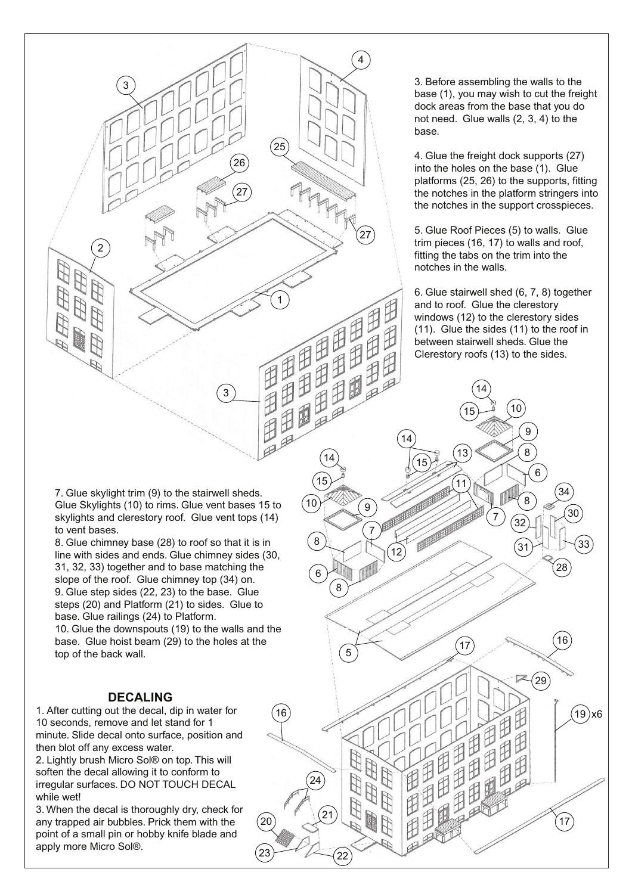3. Before assembling the walls to the base (1), you may wish to cut the freight dock areas from the base that you do not need. Glue walls (2, 3, 4) to the base.

4. Glue the freight dock supports (27) into the holes on the base (1). Glue platforms (25, 26) to the supports, fitting the notches in the platform stringers into the notches in the support crosspieces.

5. Glue Roof Pieces (5) to walls. Glue trim pieces (16, 17) to walls and roof, fitting the tabs on the trim into the notches in the walls.

6. Glue stairwell shed (6, 7, 8) together and to roof. Glue the clerestory windows (12) to the clerestory sides (11). Glue the sides (11) to the roof in between stairwell sheds. Glue the Clerestory roofs (13) to the sides.

7. Glue skylight trim (9) to the stairwell sheds. Glue Skylights (10) to rims. Glue vent bases 15 to skylights and clerestory roof. Glue vent tops (14) to vent bases.

8. Glue chimney base (28) to roof so that it is in line with sides and ends. Glue chimney sides (30, 31, 32, 33) together and to base matching the slope of the roof. Glue chimney top (34) on.

9. Glue step sides (22, 23) to the base. Glue steps (20) and Platform (21) to sides. Glue to base. Glue railings (24) to Platform.

10. Glue the downspouts (19) to the walls and the base. Glue hoist beam (29) to the holes at the top of the back wall.

## DECALING

1. After cutting out the decal, dip in water for 10 seconds, remove and let stand for 1 minute. Slide decal onto surface, position and then blot off any excess water.

2. Lightly brush Micro Sol® on top. This will soften the decal allowing it to conform to irregular surfaces. DO NOT TOUCH DECAL while wet!

3. When the decal is thoroughly dry, check for any trapped air bubbles. Prick them with the point of a small pin or hobby knife blade and apply more Micro Sol®.